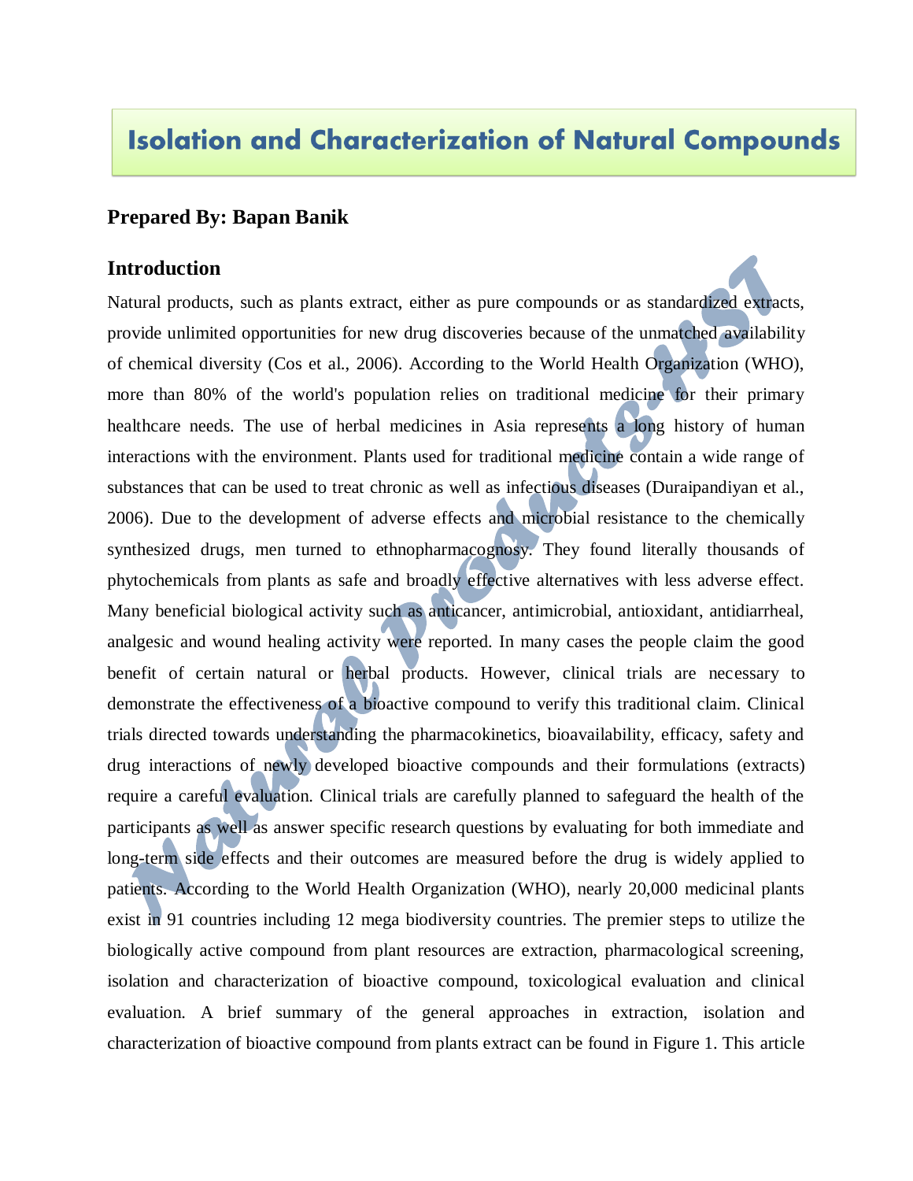# Isolation and Characterization of Natural Compounds

**Prepared By: Bapan Banik**

## Introduction

Natural products, such as plants extract, either as pure compounds or as standardized extracts, provide unlimited opportunities for new drug discoveries because of the unmatched availability of chemical diversity (Cos et al., 2006). According to the World Health Organization (WHO), more than 80% of the world's population relies on traditional medicine for their primary healthcare needs. The use of herbal medicines in Asia represents a long history of human interactions with the environment. Plants used for traditional medicine contain a wide range of substances that can be used to treat chronic as well as infectious diseases (Duraipandiyan et al., 2006). Due to the development of adverse effects and microbial resistance to the chemically synthesized drugs, men turned to ethnopharmacognosy. They found literally thousands of phytochemicals from plants as safe and broadly effective alternatives with less adverse effect. Many beneficial biological activity such as anticancer, antimicrobial, antioxidant, antidiarrheal, analgesic and wound healing activity were reported. In many cases the people claim the good benefit of certain natural or herbal products. However, clinical trials are necessary to demonstrate the effectiveness of a bioactive compound to verify this traditional claim. Clinical trials directed towards understanding the pharmacokinetics, bioavailability, efficacy, safety and drug interactions of newly developed bioactive compounds and their formulations (extracts) require a careful evaluation. Clinical trials are carefully planned to safeguard the health of the participants as well as answer specific research questions by evaluating for both immediate and long-term side effects and their outcomes are measured before the drug is widely applied to patients. According to the World Health Organization (WHO), nearly 20,000 medicinal plants exist in 91 countries including 12 mega biodiversity countries. The premier steps to utilize the biologically active compound from plant resources are extraction, pharmacological screening, isolation and characterization of bioactive compound, toxicological evaluation and clinical evaluation. A brief summary of the general approaches in extraction, isolation and characterization of bioactive compound from plants extract can be found in Figure 1. This article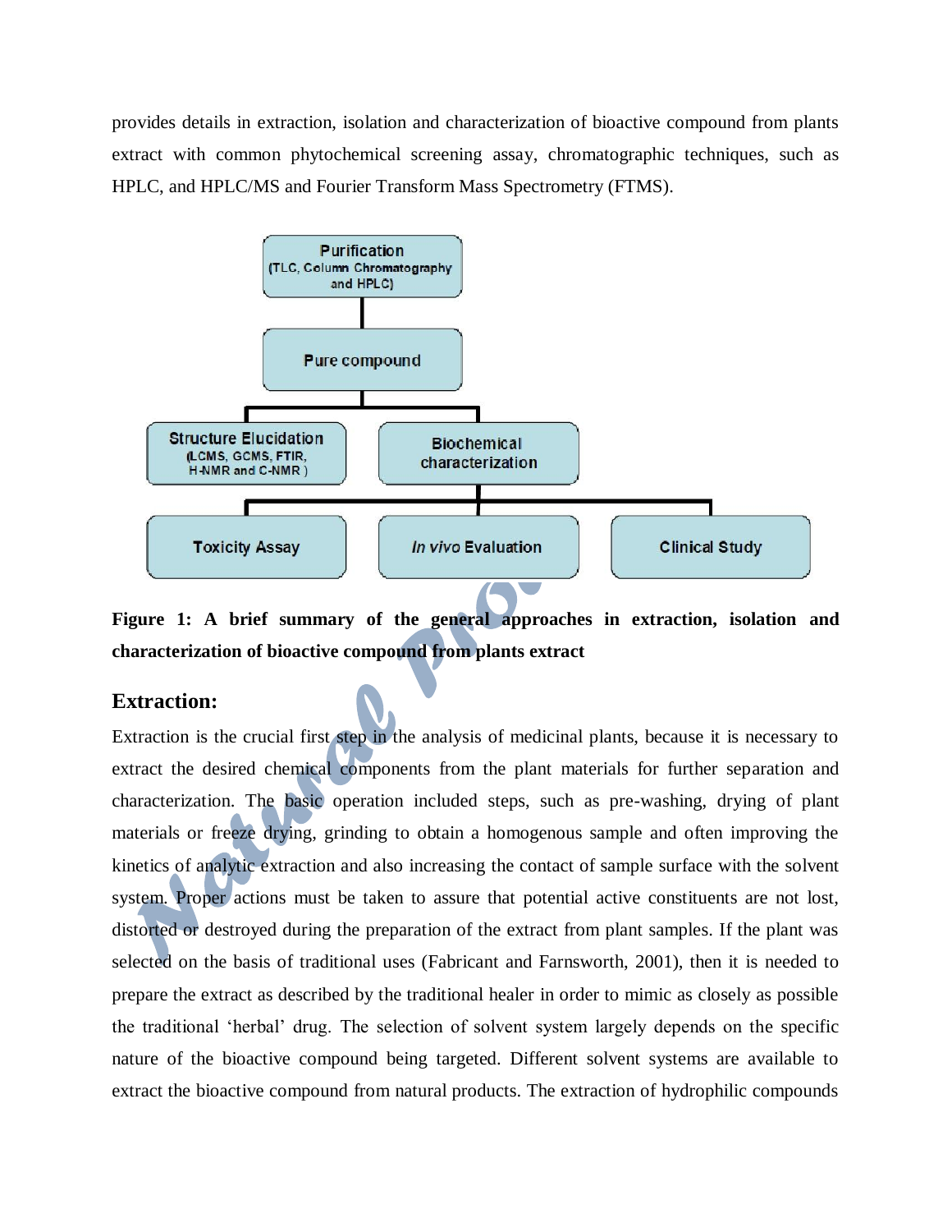provides details in extraction, isolation and characterization of bioactive compound from plants extract with common phytochemical screening assay, chromatographic techniques, such as HPLC, and HPLC/MS and Fourier Transform Mass Spectrometry (FTMS).

**Figure 1: A brief summary of the general approaches in extraction, isolation and characterization of bioactive compound from plants extract**

## Extraction:

Extraction is the crucial first step in the analysis of medicinal plants, because it is necessary to extract the desired chemical components from the plant materials for further separation and characterization. The basic operation included steps, such as pre-washing, drying of plant materials or freeze drying, grinding to obtain a homogenous sample and often improving the kinetics of analytic extraction and also increasing the contact of sample surface with the solvent system. Proper actions must be taken to assure that potential active constituents are not lost, distorted or destroyed during the preparation of the extract from plant samples. If the plant was selected on the basis of traditional uses (Fabricant and Farnsworth, 2001), then it is needed to prepare the extract as described by the traditional healer in order to mimic as closely as possible the traditional 'herbal' drug. The selection of solvent system largely depends on the specific nature of the bioactive compound being targeted. Different solvent systems are available to extract the bioactive compound from natural products. The extraction of hydrophilic compounds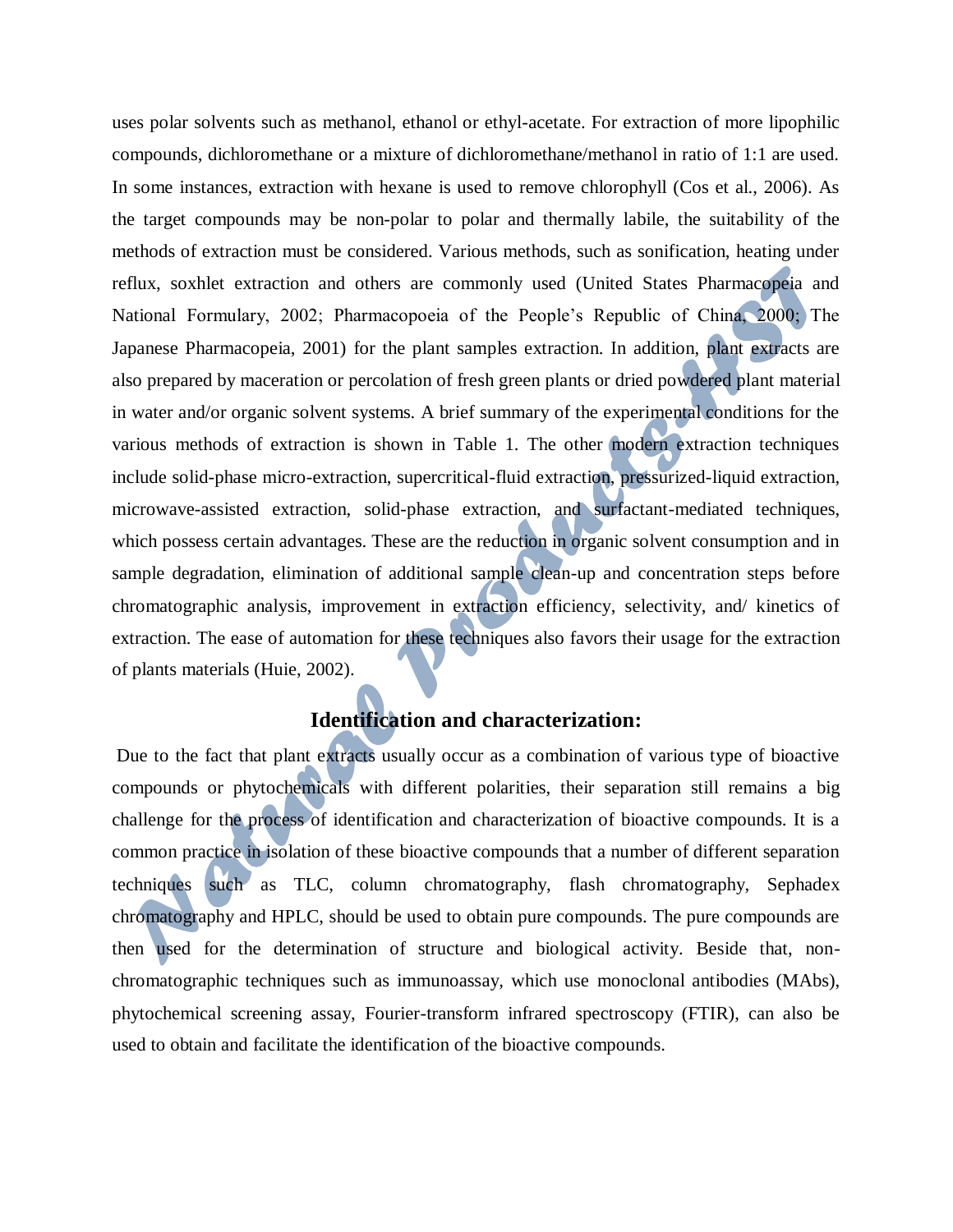uses polar solvents such as methanol, ethanol or ethyl-acetate. For extraction of more lipophilic compounds, dichloromethane or a mixture of dichloromethane/methanol in ratio of 1:1 are used. In some instances, extraction with hexane is used to remove chlorophyll (Cos et al., 2006). As the target compounds may be non-polar to polar and thermally labile, the suitability of the methods of extraction must be considered. Various methods, such as sonification, heating under reflux, soxhlet extraction and others are commonly used (United States Pharmacopeia and National Formulary, 2002; Pharmacopoeia of the People's Republic of China, 2000; The Japanese Pharmacopeia, 2001) for the plant samples extraction. In addition, plant extracts are also prepared by maceration or percolation of fresh green plants or dried powdered plant material in water and/or organic solvent systems. A brief summary of the experimental conditions for the various methods of extraction is shown in Table 1. The other modern extraction techniques include solid-phase micro-extraction, supercritical-fluid extraction, pressurized-liquid extraction, microwave-assisted extraction, solid-phase extraction, and surfactant-mediated techniques, which possess certain advantages. These are the reduction in organic solvent consumption and in sample degradation, elimination of additional sample clean-up and concentration steps before chromatographic analysis, improvement in extraction efficiency, selectivity, and/ kinetics of extraction. The ease of automation for these techniques also favors their usage for the extraction of plants materials (Huie, 2002).

## Identification and characterization:

Due to the fact that plant extracts usually occur as a combination of various type of bioactive compounds or phytochemicals with different polarities, their separation still remains a big challenge for the process of identification and characterization of bioactive compounds. It is a common practice in isolation of these bioactive compounds that a number of different separation techniques such as TLC, column chromatography, flash chromatography, Sephadex chromatography and HPLC, should be used to obtain pure compounds. The pure compounds are then used for the determination of structure and biological activity. Beside that, non-chromatographic techniques such as immunoassay, which use monoclonal antibodies (MAbs), phytochemical screening assay, Fourier-transform infrared spectroscopy (FTIR), can also be used to obtain and facilitate the identification of the bioactive compounds.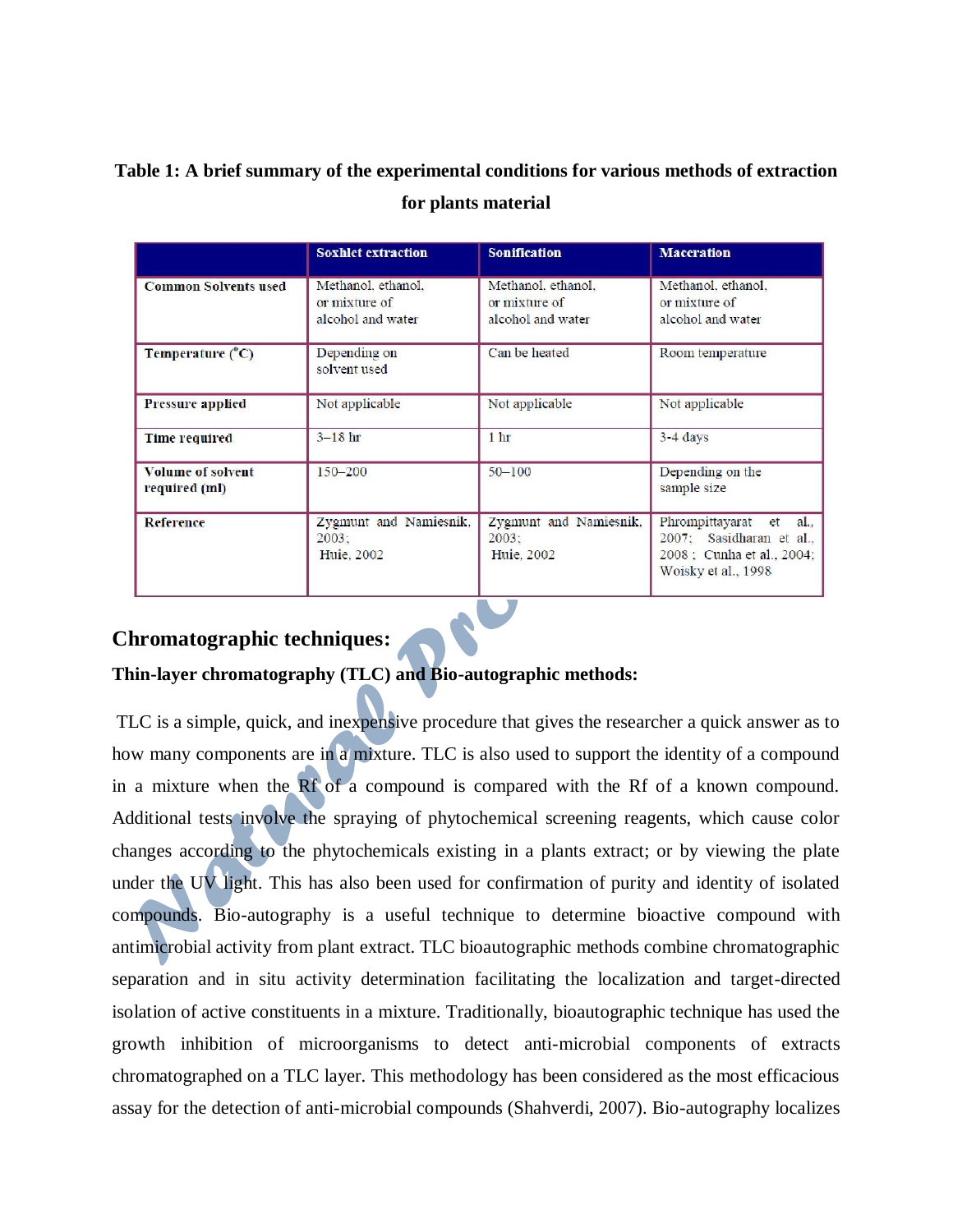**Table 1: A brief summary of the experimental conditions for various methods of extraction for plants material**

| | Soxhlet extraction | Sonification | Maceration |
|---|---|---|---|
| Common Solvents used | Methanol, ethanol, or mixture of alcohol and water | Methanol, ethanol, or mixture of alcohol and water | Methanol, ethanol, or mixture of alcohol and water |
| Temperature (°C) | Depending on solvent used | Can be heated | Room temperature |
| Pressure applied | Not applicable | Not applicable | Not applicable |
| Time required | 3–18 hr | 1 hr | 3-4 days |
| Volume of solvent required (ml) | 150–200 | 50–100 | Depending on the sample size |
| Reference | Zygmunt and Namiesnik, 2003; Huie, 2002 | Zygmunt and Namiesnik, 2003; Huie, 2002 | Phrompittayarat et al., 2007; Sasidharan et al., 2008 ; Cunha et al., 2004; Woisky et al., 1998 |

## Chromatographic techniques:

### Thin-layer chromatography (TLC) and Bio-autographic methods:

TLC is a simple, quick, and inexpensive procedure that gives the researcher a quick answer as to how many components are in a mixture. TLC is also used to support the identity of a compound in a mixture when the Rf of a compound is compared with the Rf of a known compound. Additional tests involve the spraying of phytochemical screening reagents, which cause color changes according to the phytochemicals existing in a plants extract; or by viewing the plate under the UV light. This has also been used for confirmation of purity and identity of isolated compounds. Bio-autography is a useful technique to determine bioactive compound with antimicrobial activity from plant extract. TLC bioautographic methods combine chromatographic separation and in situ activity determination facilitating the localization and target-directed isolation of active constituents in a mixture. Traditionally, bioautographic technique has used the growth inhibition of microorganisms to detect anti-microbial components of extracts chromatographed on a TLC layer. This methodology has been considered as the most efficacious assay for the detection of anti-microbial compounds (Shahverdi, 2007). Bio-autography localizes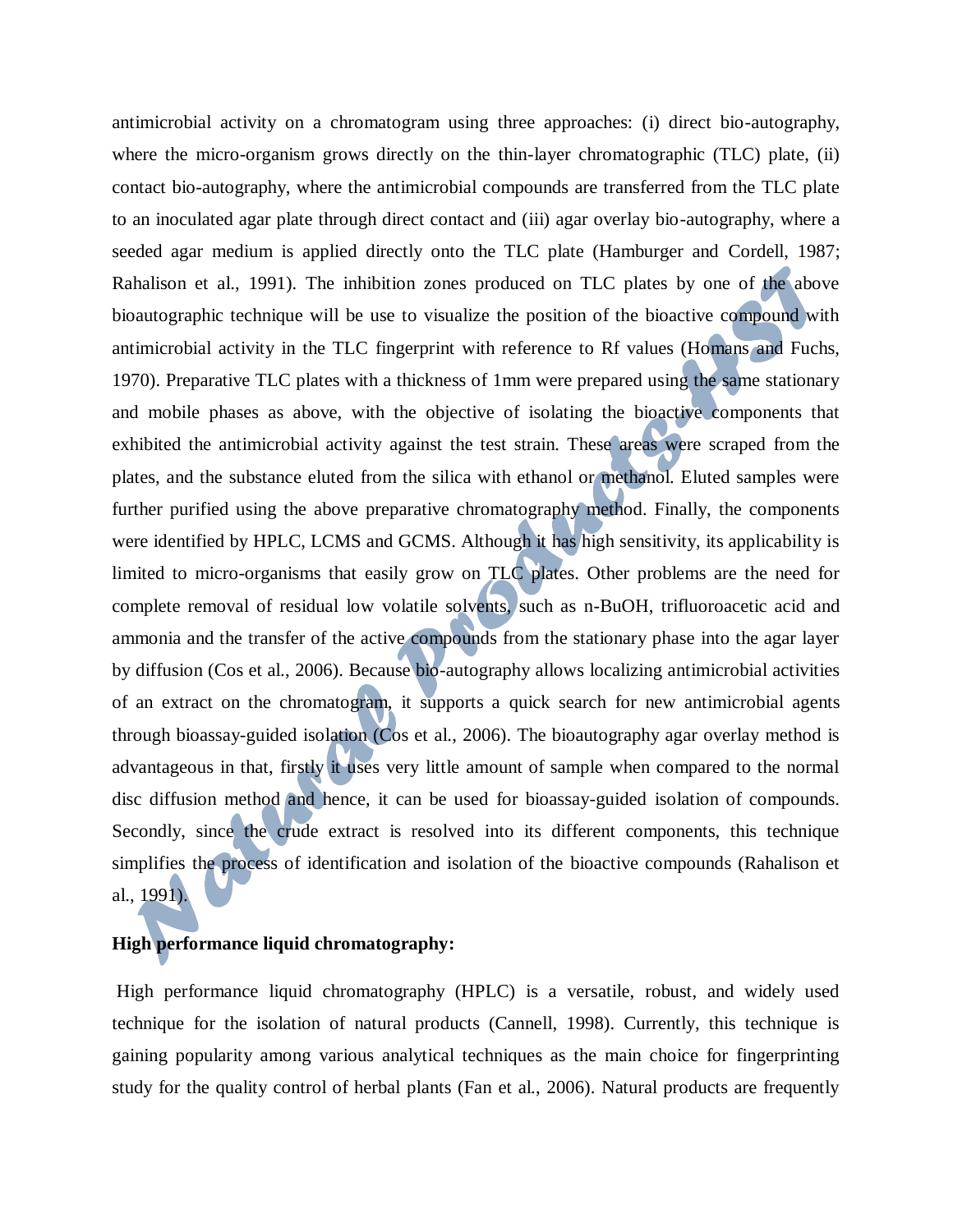antimicrobial activity on a chromatogram using three approaches: (i) direct bio-autography, where the micro-organism grows directly on the thin-layer chromatographic (TLC) plate, (ii) contact bio-autography, where the antimicrobial compounds are transferred from the TLC plate to an inoculated agar plate through direct contact and (iii) agar overlay bio-autography, where a seeded agar medium is applied directly onto the TLC plate (Hamburger and Cordell, 1987; Rahalison et al., 1991). The inhibition zones produced on TLC plates by one of the above bioautographic technique will be use to visualize the position of the bioactive compound with antimicrobial activity in the TLC fingerprint with reference to Rf values (Homans and Fuchs, 1970). Preparative TLC plates with a thickness of 1mm were prepared using the same stationary and mobile phases as above, with the objective of isolating the bioactive components that exhibited the antimicrobial activity against the test strain. These areas were scraped from the plates, and the substance eluted from the silica with ethanol or methanol. Eluted samples were further purified using the above preparative chromatography method. Finally, the components were identified by HPLC, LCMS and GCMS. Although it has high sensitivity, its applicability is limited to micro-organisms that easily grow on TLC plates. Other problems are the need for complete removal of residual low volatile solvents, such as n-BuOH, trifluoroacetic acid and ammonia and the transfer of the active compounds from the stationary phase into the agar layer by diffusion (Cos et al., 2006). Because bio-autography allows localizing antimicrobial activities of an extract on the chromatogram, it supports a quick search for new antimicrobial agents through bioassay-guided isolation (Cos et al., 2006). The bioautography agar overlay method is advantageous in that, firstly it uses very little amount of sample when compared to the normal disc diffusion method and hence, it can be used for bioassay-guided isolation of compounds. Secondly, since the crude extract is resolved into its different components, this technique simplifies the process of identification and isolation of the bioactive compounds (Rahalison et al., 1991).

**High performance liquid chromatography:**

High performance liquid chromatography (HPLC) is a versatile, robust, and widely used technique for the isolation of natural products (Cannell, 1998). Currently, this technique is gaining popularity among various analytical techniques as the main choice for fingerprinting study for the quality control of herbal plants (Fan et al., 2006). Natural products are frequently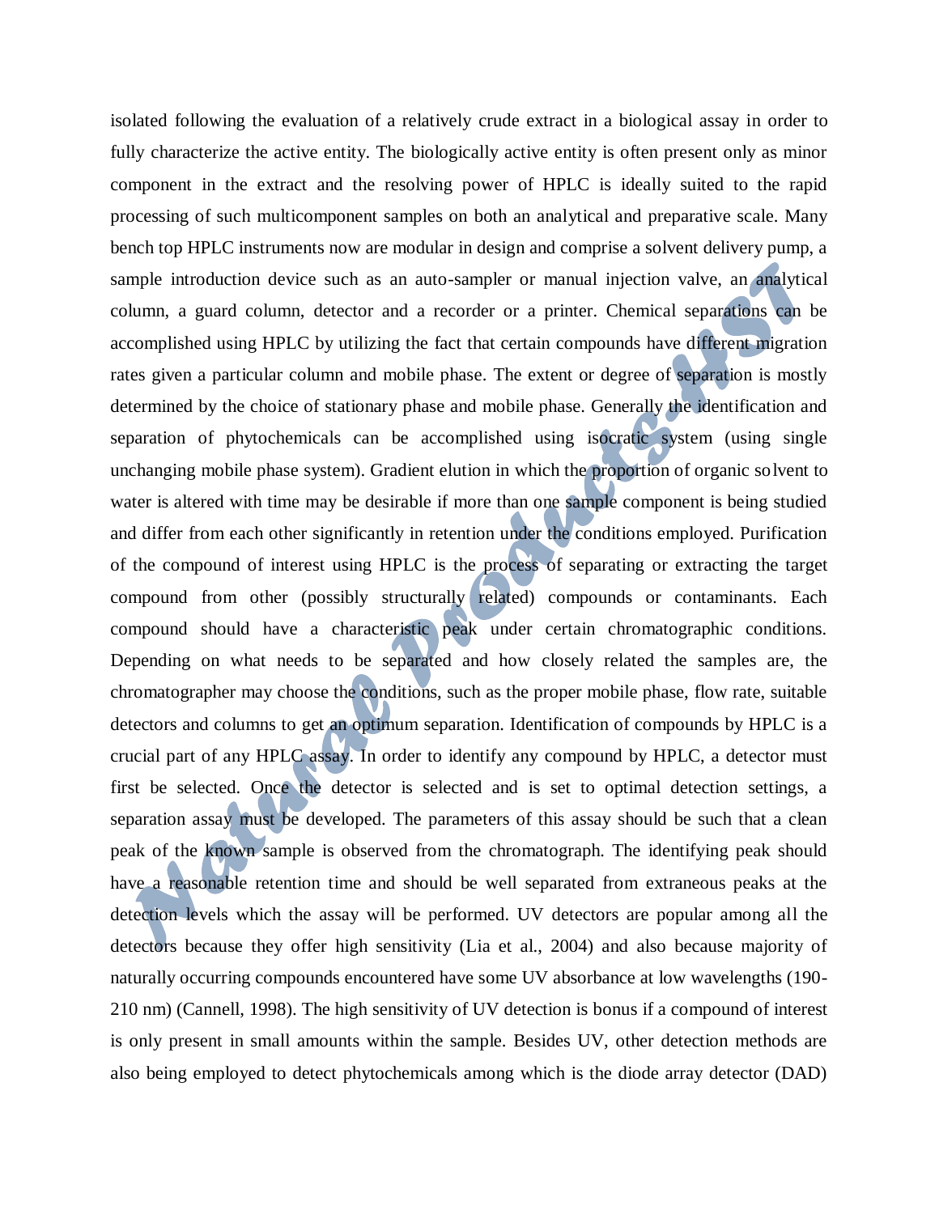isolated following the evaluation of a relatively crude extract in a biological assay in order to fully characterize the active entity. The biologically active entity is often present only as minor component in the extract and the resolving power of HPLC is ideally suited to the rapid processing of such multicomponent samples on both an analytical and preparative scale. Many bench top HPLC instruments now are modular in design and comprise a solvent delivery pump, a sample introduction device such as an auto-sampler or manual injection valve, an analytical column, a guard column, detector and a recorder or a printer. Chemical separations can be accomplished using HPLC by utilizing the fact that certain compounds have different migration rates given a particular column and mobile phase. The extent or degree of separation is mostly determined by the choice of stationary phase and mobile phase. Generally the identification and separation of phytochemicals can be accomplished using isocratic system (using single unchanging mobile phase system). Gradient elution in which the proportion of organic solvent to water is altered with time may be desirable if more than one sample component is being studied and differ from each other significantly in retention under the conditions employed. Purification of the compound of interest using HPLC is the process of separating or extracting the target compound from other (possibly structurally related) compounds or contaminants. Each compound should have a characteristic peak under certain chromatographic conditions. Depending on what needs to be separated and how closely related the samples are, the chromatographer may choose the conditions, such as the proper mobile phase, flow rate, suitable detectors and columns to get an optimum separation. Identification of compounds by HPLC is a crucial part of any HPLC assay. In order to identify any compound by HPLC, a detector must first be selected. Once the detector is selected and is set to optimal detection settings, a separation assay must be developed. The parameters of this assay should be such that a clean peak of the known sample is observed from the chromatograph. The identifying peak should have a reasonable retention time and should be well separated from extraneous peaks at the detection levels which the assay will be performed. UV detectors are popular among all the detectors because they offer high sensitivity (Lia et al., 2004) and also because majority of naturally occurring compounds encountered have some UV absorbance at low wavelengths (190-210 nm) (Cannell, 1998). The high sensitivity of UV detection is bonus if a compound of interest is only present in small amounts within the sample. Besides UV, other detection methods are also being employed to detect phytochemicals among which is the diode array detector (DAD)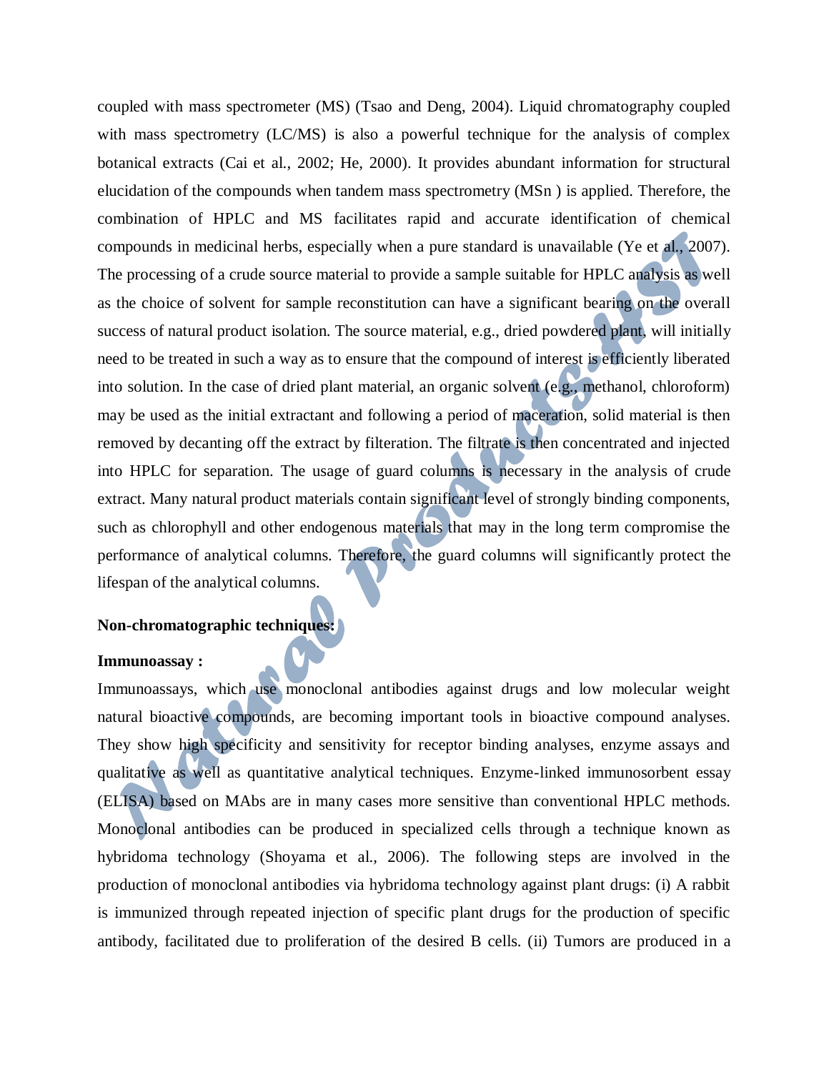coupled with mass spectrometer (MS) (Tsao and Deng, 2004). Liquid chromatography coupled with mass spectrometry (LC/MS) is also a powerful technique for the analysis of complex botanical extracts (Cai et al., 2002; He, 2000). It provides abundant information for structural elucidation of the compounds when tandem mass spectrometry (MSn ) is applied. Therefore, the combination of HPLC and MS facilitates rapid and accurate identification of chemical compounds in medicinal herbs, especially when a pure standard is unavailable (Ye et al., 2007). The processing of a crude source material to provide a sample suitable for HPLC analysis as well as the choice of solvent for sample reconstitution can have a significant bearing on the overall success of natural product isolation. The source material, e.g., dried powdered plant, will initially need to be treated in such a way as to ensure that the compound of interest is efficiently liberated into solution. In the case of dried plant material, an organic solvent (e.g., methanol, chloroform) may be used as the initial extractant and following a period of maceration, solid material is then removed by decanting off the extract by filteration. The filtrate is then concentrated and injected into HPLC for separation. The usage of guard columns is necessary in the analysis of crude extract. Many natural product materials contain significant level of strongly binding components, such as chlorophyll and other endogenous materials that may in the long term compromise the performance of analytical columns. Therefore, the guard columns will significantly protect the lifespan of the analytical columns.

**Non-chromatographic techniques:**

**Immunoassay :**

Immunoassays, which use monoclonal antibodies against drugs and low molecular weight natural bioactive compounds, are becoming important tools in bioactive compound analyses. They show high specificity and sensitivity for receptor binding analyses, enzyme assays and qualitative as well as quantitative analytical techniques. Enzyme-linked immunosorbent essay (ELISA) based on MAbs are in many cases more sensitive than conventional HPLC methods. Monoclonal antibodies can be produced in specialized cells through a technique known as hybridoma technology (Shoyama et al., 2006). The following steps are involved in the production of monoclonal antibodies via hybridoma technology against plant drugs: (i) A rabbit is immunized through repeated injection of specific plant drugs for the production of specific antibody, facilitated due to proliferation of the desired B cells. (ii) Tumors are produced in a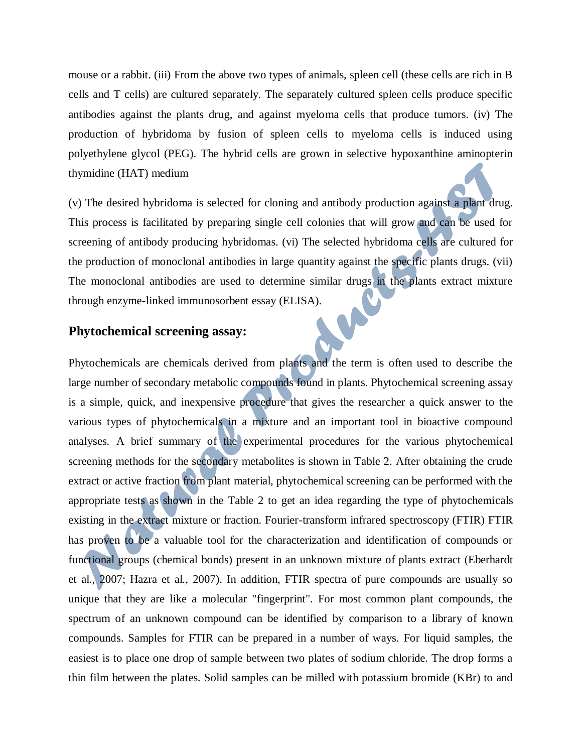mouse or a rabbit. (iii) From the above two types of animals, spleen cell (these cells are rich in B cells and T cells) are cultured separately. The separately cultured spleen cells produce specific antibodies against the plants drug, and against myeloma cells that produce tumors. (iv) The production of hybridoma by fusion of spleen cells to myeloma cells is induced using polyethylene glycol (PEG). The hybrid cells are grown in selective hypoxanthine aminopterin thymidine (HAT) medium

(v) The desired hybridoma is selected for cloning and antibody production against a plant drug. This process is facilitated by preparing single cell colonies that will grow and can be used for screening of antibody producing hybridomas. (vi) The selected hybridoma cells are cultured for the production of monoclonal antibodies in large quantity against the specific plants drugs. (vii) The monoclonal antibodies are used to determine similar drugs in the plants extract mixture through enzyme-linked immunosorbent essay (ELISA).

## Phytochemical screening assay:

Phytochemicals are chemicals derived from plants and the term is often used to describe the large number of secondary metabolic compounds found in plants. Phytochemical screening assay is a simple, quick, and inexpensive procedure that gives the researcher a quick answer to the various types of phytochemicals in a mixture and an important tool in bioactive compound analyses. A brief summary of the experimental procedures for the various phytochemical screening methods for the secondary metabolites is shown in Table 2. After obtaining the crude extract or active fraction from plant material, phytochemical screening can be performed with the appropriate tests as shown in the Table 2 to get an idea regarding the type of phytochemicals existing in the extract mixture or fraction. Fourier-transform infrared spectroscopy (FTIR) FTIR has proven to be a valuable tool for the characterization and identification of compounds or functional groups (chemical bonds) present in an unknown mixture of plants extract (Eberhardt et al., 2007; Hazra et al., 2007). In addition, FTIR spectra of pure compounds are usually so unique that they are like a molecular "fingerprint". For most common plant compounds, the spectrum of an unknown compound can be identified by comparison to a library of known compounds. Samples for FTIR can be prepared in a number of ways. For liquid samples, the easiest is to place one drop of sample between two plates of sodium chloride. The drop forms a thin film between the plates. Solid samples can be milled with potassium bromide (KBr) to and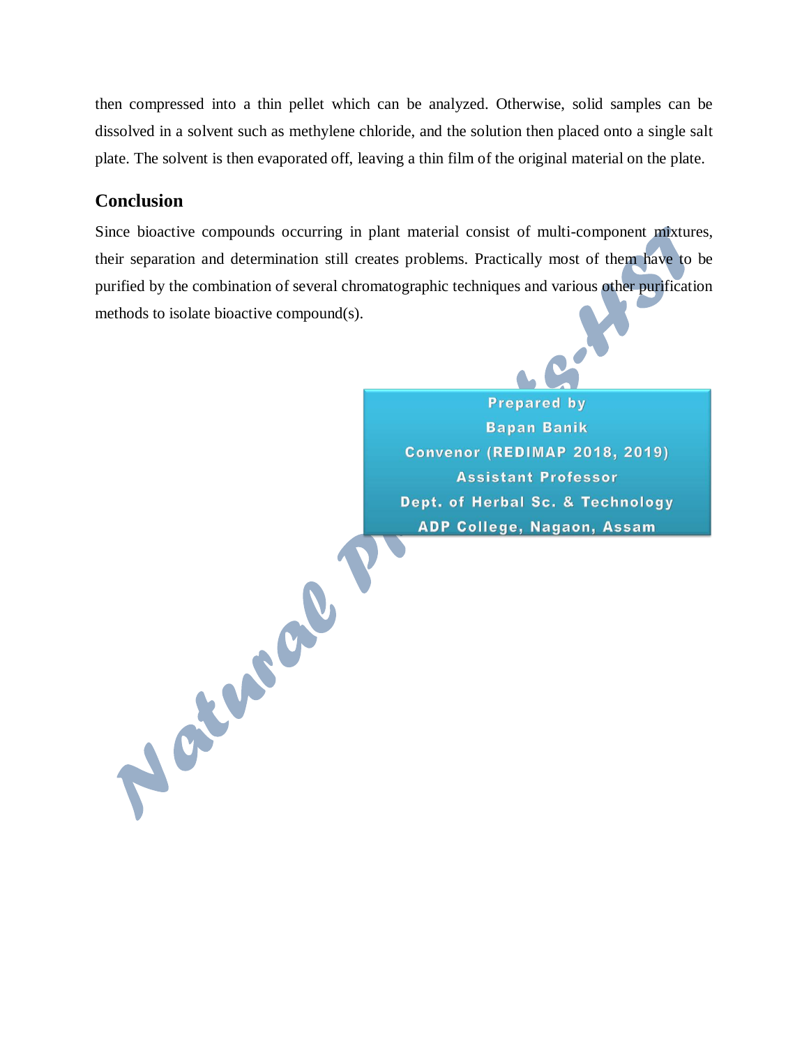then compressed into a thin pellet which can be analyzed. Otherwise, solid samples can be dissolved in a solvent such as methylene chloride, and the solution then placed onto a single salt plate. The solvent is then evaporated off, leaving a thin film of the original material on the plate.

## Conclusion

Since bioactive compounds occurring in plant material consist of multi-component mixtures, their separation and determination still creates problems. Practically most of them have to be purified by the combination of several chromatographic techniques and various other purification methods to isolate bioactive compound(s).

**Prepared by**
**Bapan Banik**
**Convenor (REDIMAP 2018, 2019)**
**Assistant Professor**
**Dept. of Herbal Sc. & Technology**
**ADP College, Nagaon, Assam**